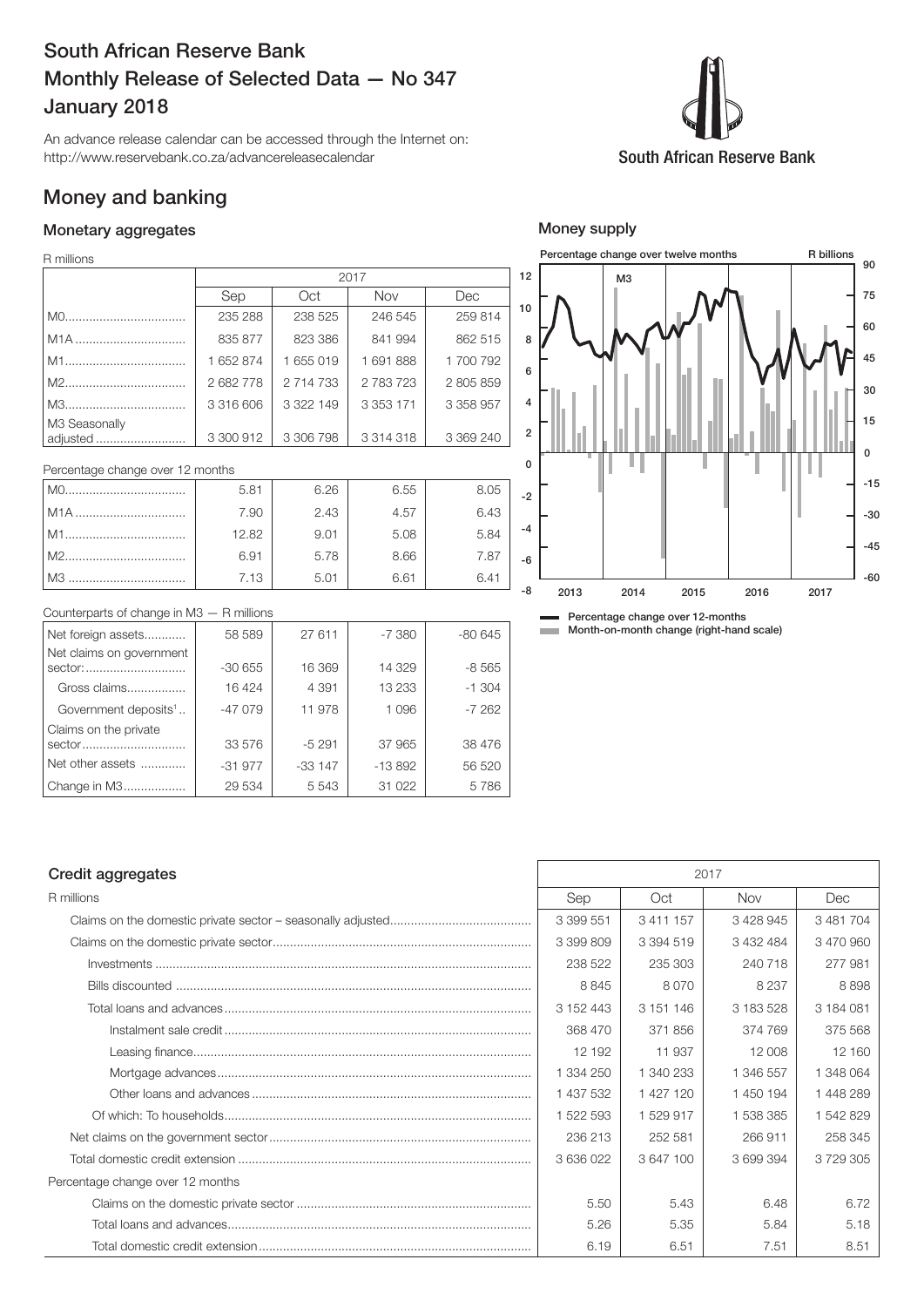# South African Reserve Bank
# Monthly Release of Selected Data — No 347
# January 2018

An advance release calendar can be accessed through the Internet on: http://www.reservebank.co.za/advancereleasecalendar

South African Reserve Bank

## Money and banking

### Monetary aggregates

R millions

| | 2017 | | | |
|---|---|---|---|---|
| | Sep | Oct | Nov | Dec |
| M0 | 235 288 | 238 525 | 246 545 | 259 814 |
| M1A | 835 877 | 823 386 | 841 994 | 862 515 |
| M1 | 1 652 874 | 1 655 019 | 1 691 888 | 1 700 792 |
| M2 | 2 682 778 | 2 714 733 | 2 783 723 | 2 805 859 |
| M3 | 3 316 606 | 3 322 149 | 3 353 171 | 3 358 957 |
| M3 Seasonally adjusted | 3 300 912 | 3 306 798 | 3 314 318 | 3 369 240 |

Percentage change over 12 months

| | Sep | Oct | Nov | Dec |
|---|---|---|---|---|
| M0 | 5.81 | 6.26 | 6.55 | 8.05 |
| M1A | 7.90 | 2.43 | 4.57 | 6.43 |
| M1 | 12.82 | 9.01 | 5.08 | 5.84 |
| M2 | 6.91 | 5.78 | 8.66 | 7.87 |
| M3 | 7.13 | 5.01 | 6.61 | 6.41 |

Counterparts of change in M3 — R millions

| | Sep | Oct | Nov | Dec |
|---|---|---|---|---|
| Net foreign assets | 58 589 | 27 611 | -7 380 | -80 645 |
| Net claims on government sector: | -30 655 | 16 369 | 14 329 | -8 565 |
| Gross claims | 16 424 | 4 391 | 13 233 | -1 304 |
| Government deposits[1] | -47 079 | 11 978 | 1 096 | -7 262 |
| Claims on the private sector | 33 576 | -5 291 | 37 965 | 38 476 |
| Net other assets | -31 977 | -33 147 | -13 892 | 56 520 |
| Change in M3 | 29 534 | 5 543 | 31 022 | 5 786 |

### Money supply

Percentage change over twelve months — M3 — R billions

Percentage change over 12-months
Month-on-month change (right-hand scale)

### Credit aggregates

| R millions | 2017 | | | |
|---|---|---|---|---|
| | Sep | Oct | Nov | Dec |
| Claims on the domestic private sector – seasonally adjusted | 3 399 551 | 3 411 157 | 3 428 945 | 3 481 704 |
| Claims on the domestic private sector | 3 399 809 | 3 394 519 | 3 432 484 | 3 470 960 |
| Investments | 238 522 | 235 303 | 240 718 | 277 981 |
| Bills discounted | 8 845 | 8 070 | 8 237 | 8 898 |
| Total loans and advances | 3 152 443 | 3 151 146 | 3 183 528 | 3 184 081 |
| Instalment sale credit | 368 470 | 371 856 | 374 769 | 375 568 |
| Leasing finance | 12 192 | 11 937 | 12 008 | 12 160 |
| Mortgage advances | 1 334 250 | 1 340 233 | 1 346 557 | 1 348 064 |
| Other loans and advances | 1 437 532 | 1 427 120 | 1 450 194 | 1 448 289 |
| Of which: To households | 1 522 593 | 1 529 917 | 1 538 385 | 1 542 829 |
| Net claims on the government sector | 236 213 | 252 581 | 266 911 | 258 345 |
| Total domestic credit extension | 3 636 022 | 3 647 100 | 3 699 394 | 3 729 305 |
| Percentage change over 12 months | | | | |
| Claims on the domestic private sector | 5.50 | 5.43 | 6.48 | 6.72 |
| Total loans and advances | 5.26 | 5.35 | 5.84 | 5.18 |
| Total domestic credit extension | 6.19 | 6.51 | 7.51 | 8.51 |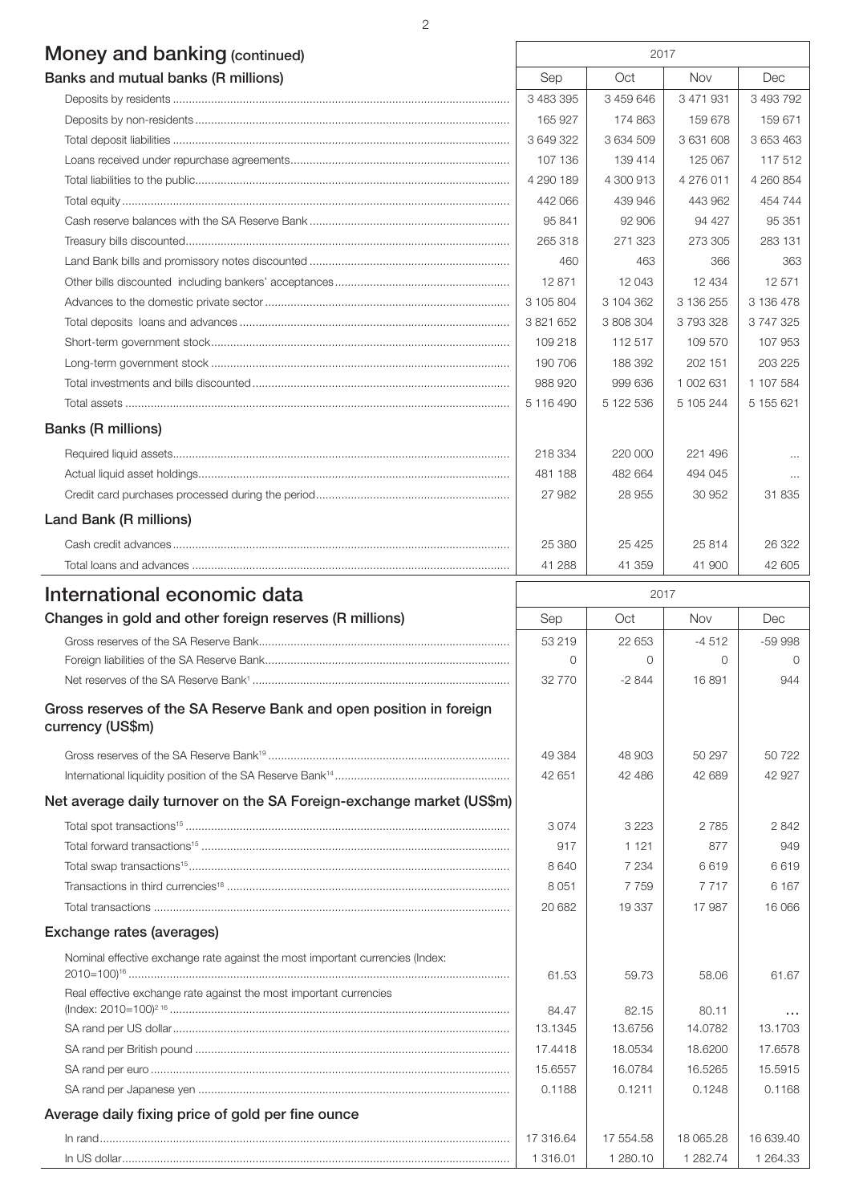## Money and banking (continued)

| Banks and mutual banks (R millions) | 2017 | | | |
|---|---|---|---|---|
| | Sep | Oct | Nov | Dec |
| Deposits by residents | 3 483 395 | 3 459 646 | 3 471 931 | 3 493 792 |
| Deposits by non-residents | 165 927 | 174 863 | 159 678 | 159 671 |
| Total deposit liabilities | 3 649 322 | 3 634 509 | 3 631 608 | 3 653 463 |
| Loans received under repurchase agreements | 107 136 | 139 414 | 125 067 | 117 512 |
| Total liabilities to the public | 4 290 189 | 4 300 913 | 4 276 011 | 4 260 854 |
| Total equity | 442 066 | 439 946 | 443 962 | 454 744 |
| Cash reserve balances with the SA Reserve Bank | 95 841 | 92 906 | 94 427 | 95 351 |
| Treasury bills discounted | 265 318 | 271 323 | 273 305 | 283 131 |
| Land Bank bills and promissory notes discounted | 460 | 463 | 366 | 363 |
| Other bills discounted including bankers' acceptances | 12 871 | 12 043 | 12 434 | 12 571 |
| Advances to the domestic private sector | 3 105 804 | 3 104 362 | 3 136 255 | 3 136 478 |
| Total deposits loans and advances | 3 821 652 | 3 808 304 | 3 793 328 | 3 747 325 |
| Short-term government stock | 109 218 | 112 517 | 109 570 | 107 953 |
| Long-term government stock | 190 706 | 188 392 | 202 151 | 203 225 |
| Total investments and bills discounted | 988 920 | 999 636 | 1 002 631 | 1 107 584 |
| Total assets | 5 116 490 | 5 122 536 | 5 105 244 | 5 155 621 |
| **Banks (R millions)** | | | | |
| Required liquid assets | 218 334 | 220 000 | 221 496 | ... |
| Actual liquid asset holdings | 481 188 | 482 664 | 494 045 | ... |
| Credit card purchases processed during the period | 27 982 | 28 955 | 30 952 | 31 835 |
| **Land Bank (R millions)** | | | | |
| Cash credit advances | 25 380 | 25 425 | 25 814 | 26 322 |
| Total loans and advances | 41 288 | 41 359 | 41 900 | 42 605 |

## International economic data

| Changes in gold and other foreign reserves (R millions) | 2017 | | | |
|---|---|---|---|---|
| | Sep | Oct | Nov | Dec |
| Gross reserves of the SA Reserve Bank | 53 219 | 22 653 | -4 512 | -59 998 |
| Foreign liabilities of the SA Reserve Bank | 0 | 0 | 0 | 0 |
| Net reserves of the SA Reserve Bank[1] | 32 770 | -2 844 | 16 891 | 944 |
| **Gross reserves of the SA Reserve Bank and open position in foreign currency (US$m)** | | | | |
| Gross reserves of the SA Reserve Bank[19] | 49 384 | 48 903 | 50 297 | 50 722 |
| International liquidity position of the SA Reserve Bank[14] | 42 651 | 42 486 | 42 689 | 42 927 |
| **Net average daily turnover on the SA Foreign-exchange market (US$m)** | | | | |
| Total spot transactions[15] | 3 074 | 3 223 | 2 785 | 2 842 |
| Total forward transactions[15] | 917 | 1 121 | 877 | 949 |
| Total swap transactions[15] | 8 640 | 7 234 | 6 619 | 6 619 |
| Transactions in third currencies[18] | 8 051 | 7 759 | 7 717 | 6 167 |
| Total transactions | 20 682 | 19 337 | 17 987 | 16 066 |
| **Exchange rates (averages)** | | | | |
| Nominal effective exchange rate against the most important currencies (Index: 2010=100)[16] | 61.53 | 59.73 | 58.06 | 61.67 |
| Real effective exchange rate against the most important currencies (Index: 2010=100)[2 16] | 84.47 | 82.15 | 80.11 | ... |
| SA rand per US dollar | 13.1345 | 13.6756 | 14.0782 | 13.1703 |
| SA rand per British pound | 17.4418 | 18.0534 | 18.6200 | 17.6578 |
| SA rand per euro | 15.6557 | 16.0784 | 16.5265 | 15.5915 |
| SA rand per Japanese yen | 0.1188 | 0.1211 | 0.1248 | 0.1168 |
| **Average daily fixing price of gold per fine ounce** | | | | |
| In rand | 17 316.64 | 17 554.58 | 18 065.28 | 16 639.40 |
| In US dollar | 1 316.01 | 1 280.10 | 1 282.74 | 1 264.33 |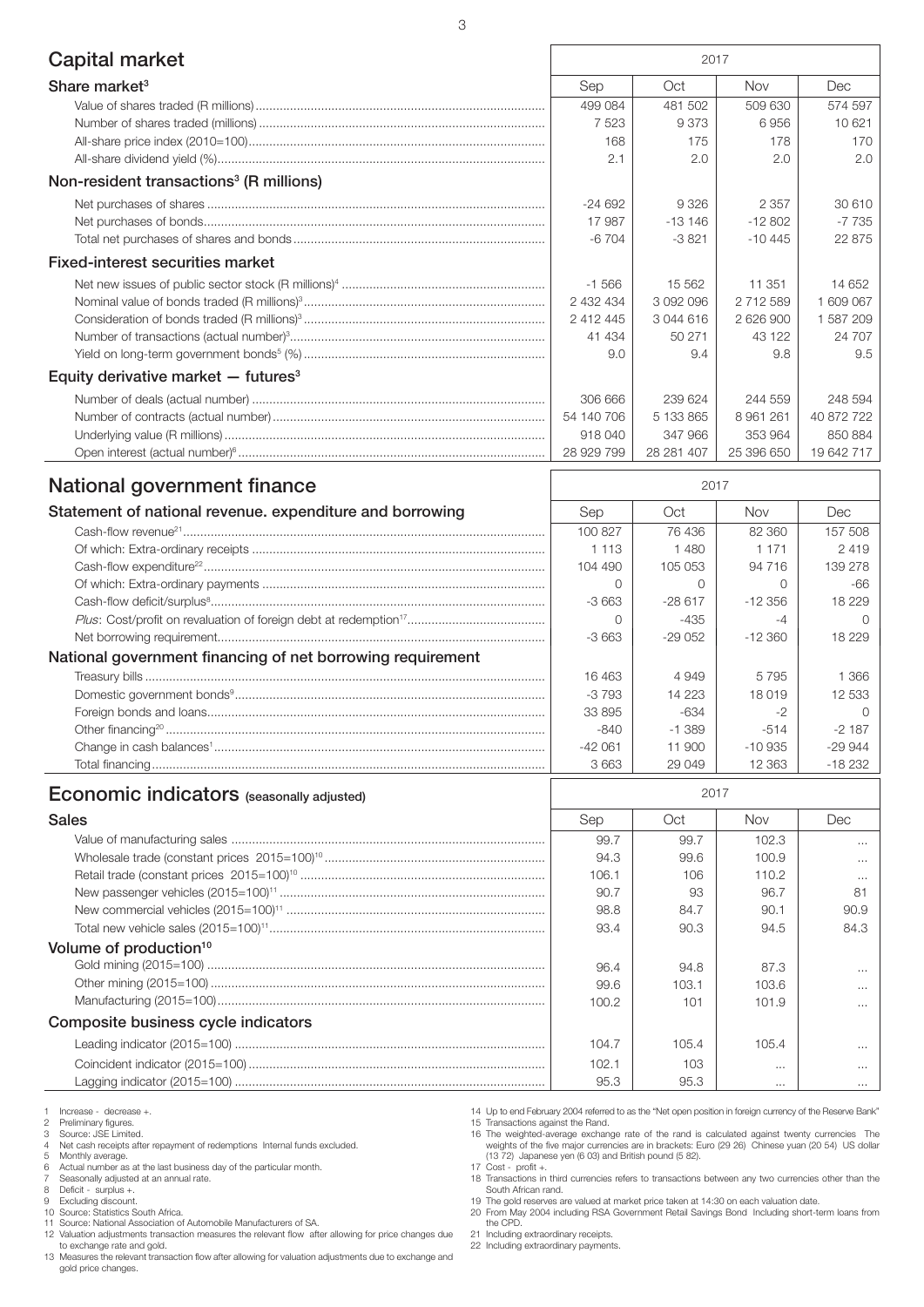## Capital market

| | 2017 | | | |
|---|---|---|---|---|
| **Share market**[3] | Sep | Oct | Nov | Dec |
| Value of shares traded (R millions) | 499 084 | 481 502 | 509 630 | 574 597 |
| Number of shares traded (millions) | 7 523 | 9 373 | 6 956 | 10 621 |
| All-share price index (2010=100) | 168 | 175 | 178 | 170 |
| All-share dividend yield (%) | 2.1 | 2.0 | 2.0 | 2.0 |
| **Non-resident transactions**[3] **(R millions)** | | | | |
| Net purchases of shares | -24 692 | 9 326 | 2 357 | 30 610 |
| Net purchases of bonds | 17 987 | -13 146 | -12 802 | -7 735 |
| Total net purchases of shares and bonds | -6 704 | -3 821 | -10 445 | 22 875 |
| **Fixed-interest securities market** | | | | |
| Net new issues of public sector stock (R millions)[4] | -1 566 | 15 562 | 11 351 | 14 652 |
| Nominal value of bonds traded (R millions)[3] | 2 432 434 | 3 092 096 | 2 712 589 | 1 609 067 |
| Consideration of bonds traded (R millions)[3] | 2 412 445 | 3 044 616 | 2 626 900 | 1 587 209 |
| Number of transactions (actual number)[3] | 41 434 | 50 271 | 43 122 | 24 707 |
| Yield on long-term government bonds[5] (%) | 9.0 | 9.4 | 9.8 | 9.5 |
| **Equity derivative market — futures**[3] | | | | |
| Number of deals (actual number) | 306 666 | 239 624 | 244 559 | 248 594 |
| Number of contracts (actual number) | 54 140 706 | 5 133 865 | 8 961 261 | 40 872 722 |
| Underlying value (R millions) | 918 040 | 347 966 | 353 964 | 850 884 |
| Open interest (actual number)[6] | 28 929 799 | 28 281 407 | 25 396 650 | 19 642 717 |

## National government finance

| | 2017 | | | |
|---|---|---|---|---|
| **Statement of national revenue. expenditure and borrowing** | Sep | Oct | Nov | Dec |
| Cash-flow revenue[21] | 100 827 | 76 436 | 82 360 | 157 508 |
| Of which: Extra-ordinary receipts | 1 113 | 1 480 | 1 171 | 2 419 |
| Cash-flow expenditure[22] | 104 490 | 105 053 | 94 716 | 139 278 |
| Of which: Extra-ordinary payments | 0 | 0 | 0 | -66 |
| Cash-flow deficit/surplus[8] | -3 663 | -28 617 | -12 356 | 18 229 |
| *Plus*: Cost/profit on revaluation of foreign debt at redemption[17] | 0 | -435 | -4 | 0 |
| Net borrowing requirement | -3 663 | -29 052 | -12 360 | 18 229 |
| **National government financing of net borrowing requirement** | | | | |
| Treasury bills | 16 463 | 4 949 | 5 795 | 1 366 |
| Domestic government bonds[9] | -3 793 | 14 223 | 18 019 | 12 533 |
| Foreign bonds and loans | 33 895 | -634 | -2 | 0 |
| Other financing[20] | -840 | -1 389 | -514 | -2 187 |
| Change in cash balances[1] | -42 061 | 11 900 | -10 935 | -29 944 |
| Total financing | 3 663 | 29 049 | 12 363 | -18 232 |

## Economic indicators (seasonally adjusted)

| | 2017 | | | |
|---|---|---|---|---|
| **Sales** | Sep | Oct | Nov | Dec |
| Value of manufacturing sales | 99.7 | 99.7 | 102.3 | ... |
| Wholesale trade (constant prices 2015=100)[10] | 94.3 | 99.6 | 100.9 | ... |
| Retail trade (constant prices 2015=100)[10] | 106.1 | 106 | 110.2 | ... |
| New passenger vehicles (2015=100)[11] | 90.7 | 93 | 96.7 | 81 |
| New commercial vehicles (2015=100)[11] | 98.8 | 84.7 | 90.1 | 90.9 |
| Total new vehicle sales (2015=100)[11] | 93.4 | 90.3 | 94.5 | 84.3 |
| **Volume of production**[10] | | | | |
| Gold mining (2015=100) | 96.4 | 94.8 | 87.3 | ... |
| Other mining (2015=100) | 99.6 | 103.1 | 103.6 | ... |
| Manufacturing (2015=100) | 100.2 | 101 | 101.9 | ... |
| **Composite business cycle indicators** | | | | |
| Leading indicator (2015=100) | 104.7 | 105.4 | 105.4 | ... |
| Coincident indicator (2015=100) | 102.1 | 103 | ... | ... |
| Lagging indicator (2015=100) | 95.3 | 95.3 | ... | ... |

1 Increase - decrease +.
2 Preliminary figures.
3 Source: JSE Limited.
4 Net cash receipts after repayment of redemptions Internal funds excluded.
5 Monthly average.
6 Actual number as at the last business day of the particular month.
7 Seasonally adjusted at an annual rate.
8 Deficit - surplus +.
9 Excluding discount.
10 Source: Statistics South Africa.
11 Source: National Association of Automobile Manufacturers of SA.
12 Valuation adjustments transaction measures the relevant flow after allowing for price changes due to exchange rate and gold.
13 Measures the relevant transaction flow after allowing for valuation adjustments due to exchange and gold price changes.
14 Up to end February 2004 referred to as the "Net open position in foreign currency of the Reserve Bank"
15 Transactions against the Rand.
16 The weighted-average exchange rate of the rand is calculated against twenty currencies The weights of the five major currencies are in brackets: Euro (29 26) Chinese yuan (20 54) US dollar (13 72) Japanese yen (6 03) and British pound (5 82).
17 Cost - profit +.
18 Transactions in third currencies refers to transactions between any two currencies other than the South African rand.
19 The gold reserves are valued at market price taken at 14:30 on each valuation date.
20 From May 2004 including RSA Government Retail Savings Bond Including short-term loans from the CPD.
21 Including extraordinary receipts.
22 Including extraordinary payments.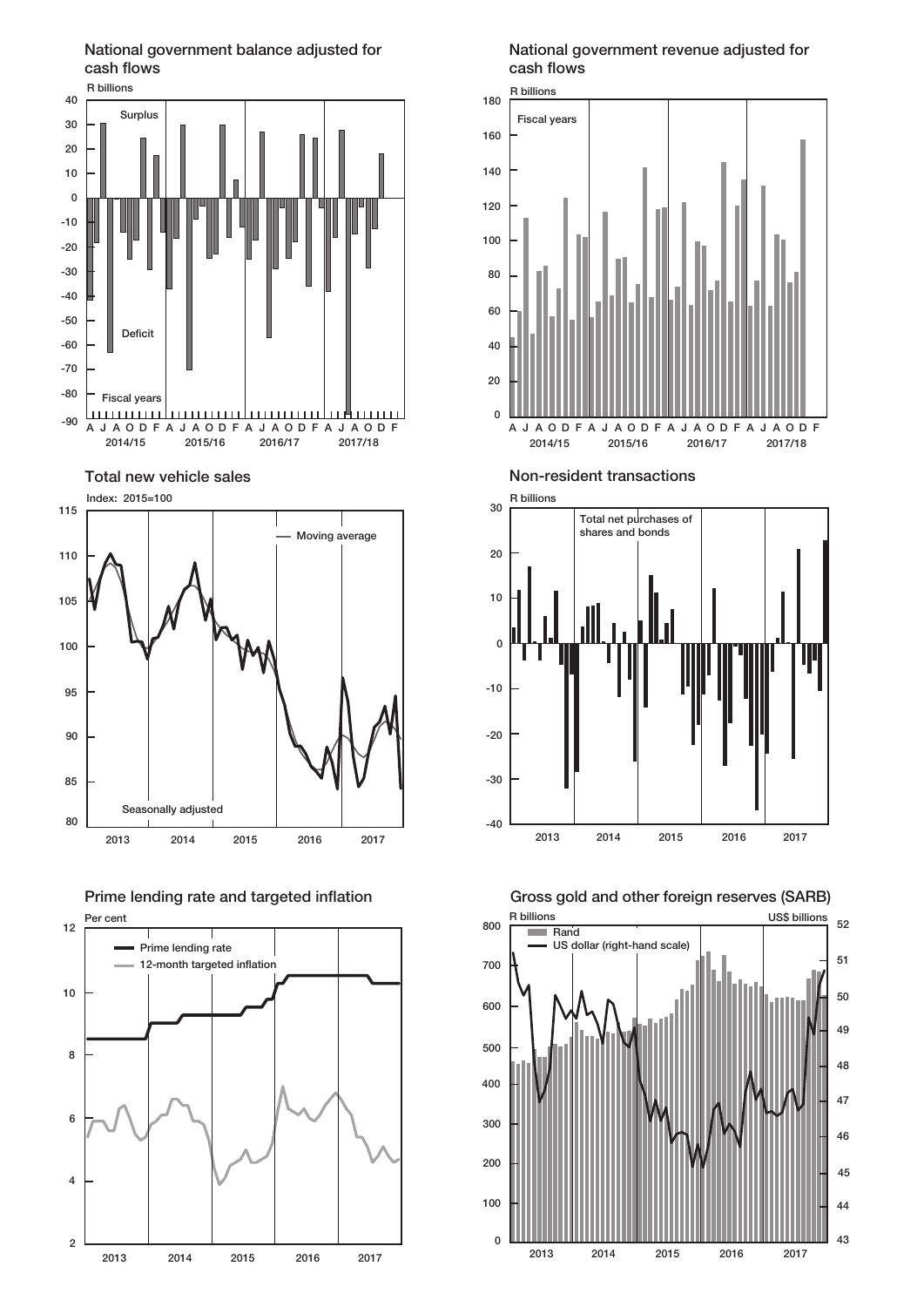### National government balance adjusted for cash flows

R billions

40
30
20
10
0
-10
-20
-30
-40
-50
-60
-70
-80
-90

Surplus

Deficit

Fiscal years

A J A O D F A J A O D F A J A O D F A J A O D F

2014/15 2015/16 2016/17 2017/18

### National government revenue adjusted for cash flows

R billions

180
160
140
120
100
80
60
40
20
0

Fiscal years

A J A O D F A J A O D F A J A O D F A J A O D F

2014/15 2015/16 2016/17 2017/18

### Total new vehicle sales

Index: 2015=100

115
110
105
100
95
90
85
80

Moving average

Seasonally adjusted

2013 2014 2015 2016 2017

### Non-resident transactions

R billions

30
20
10
0
-10
-20
-30
-40

Total net purchases of shares and bonds

2013 2014 2015 2016 2017

### Prime lending rate and targeted inflation

Per cent

12
10
8
6
4
2

Prime lending rate

12-month targeted inflation

2013 2014 2015 2016 2017

### Gross gold and other foreign reserves (SARB)

R billions

US$ billions

800
700
600
500
400
300
200
100
0

52
51
50
49
48
47
46
45
44
43

Rand

US dollar (right-hand scale)

2013 2014 2015 2016 2017